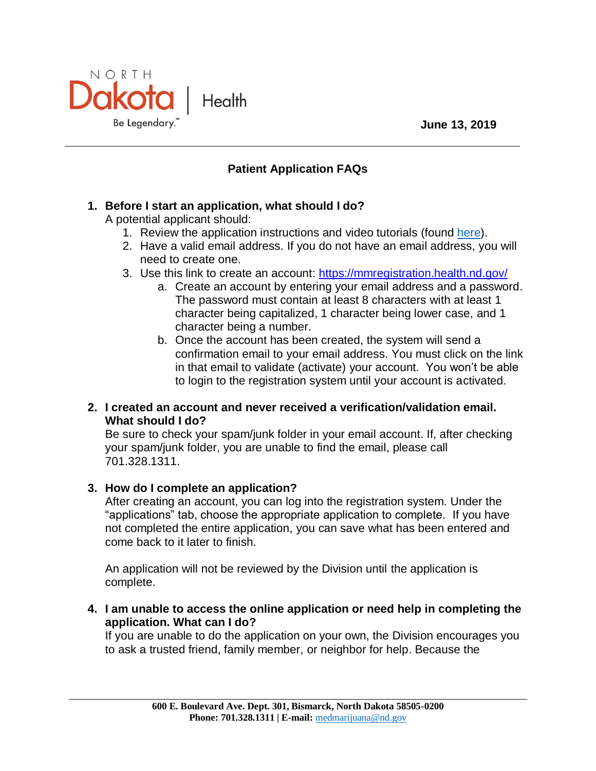North Dakota | Health
Be Legendary.™

**June 13, 2019**

## Patient Application FAQs

1. **Before I start an application, what should I do?**
   A potential applicant should:
   1. Review the application instructions and video tutorials (found here).
   2. Have a valid email address. If you do not have an email address, you will need to create one.
   3. Use this link to create an account: https://mmregistration.health.nd.gov/
      a. Create an account by entering your email address and a password. The password must contain at least 8 characters with at least 1 character being capitalized, 1 character being lower case, and 1 character being a number.
      b. Once the account has been created, the system will send a confirmation email to your email address. You must click on the link in that email to validate (activate) your account. You won't be able to login to the registration system until your account is activated.

2. **I created an account and never received a verification/validation email. What should I do?**
   Be sure to check your spam/junk folder in your email account. If, after checking your spam/junk folder, you are unable to find the email, please call 701.328.1311.

3. **How do I complete an application?**
   After creating an account, you can log into the registration system. Under the "applications" tab, choose the appropriate application to complete. If you have not completed the entire application, you can save what has been entered and come back to it later to finish.

   An application will not be reviewed by the Division until the application is complete.

4. **I am unable to access the online application or need help in completing the application. What can I do?**
   If you are unable to do the application on your own, the Division encourages you to ask a trusted friend, family member, or neighbor for help. Because the

**600 E. Boulevard Ave. Dept. 301, Bismarck, North Dakota 58505-0200**
**Phone: 701.328.1311 | E-mail:** medmarijuana@nd.gov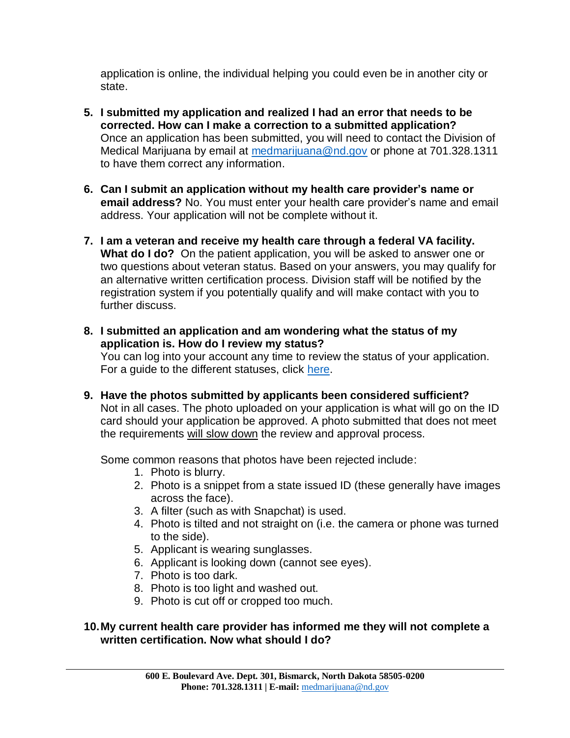application is online, the individual helping you could even be in another city or state.

5. **I submitted my application and realized I had an error that needs to be corrected. How can I make a correction to a submitted application?** Once an application has been submitted, you will need to contact the Division of Medical Marijuana by email at medmarijuana@nd.gov or phone at 701.328.1311 to have them correct any information.

6. **Can I submit an application without my health care provider's name or email address?** No. You must enter your health care provider's name and email address. Your application will not be complete without it.

7. **I am a veteran and receive my health care through a federal VA facility. What do I do?** On the patient application, you will be asked to answer one or two questions about veteran status. Based on your answers, you may qualify for an alternative written certification process. Division staff will be notified by the registration system if you potentially qualify and will make contact with you to further discuss.

8. **I submitted an application and am wondering what the status of my application is. How do I review my status?** You can log into your account any time to review the status of your application. For a guide to the different statuses, click here.

9. **Have the photos submitted by applicants been considered sufficient?** Not in all cases. The photo uploaded on your application is what will go on the ID card should your application be approved. A photo submitted that does not meet the requirements will slow down the review and approval process.

   Some common reasons that photos have been rejected include:
   1. Photo is blurry.
   2. Photo is a snippet from a state issued ID (these generally have images across the face).
   3. A filter (such as with Snapchat) is used.
   4. Photo is tilted and not straight on (i.e. the camera or phone was turned to the side).
   5. Applicant is wearing sunglasses.
   6. Applicant is looking down (cannot see eyes).
   7. Photo is too dark.
   8. Photo is too light and washed out.
   9. Photo is cut off or cropped too much.

10. **My current health care provider has informed me they will not complete a written certification. Now what should I do?**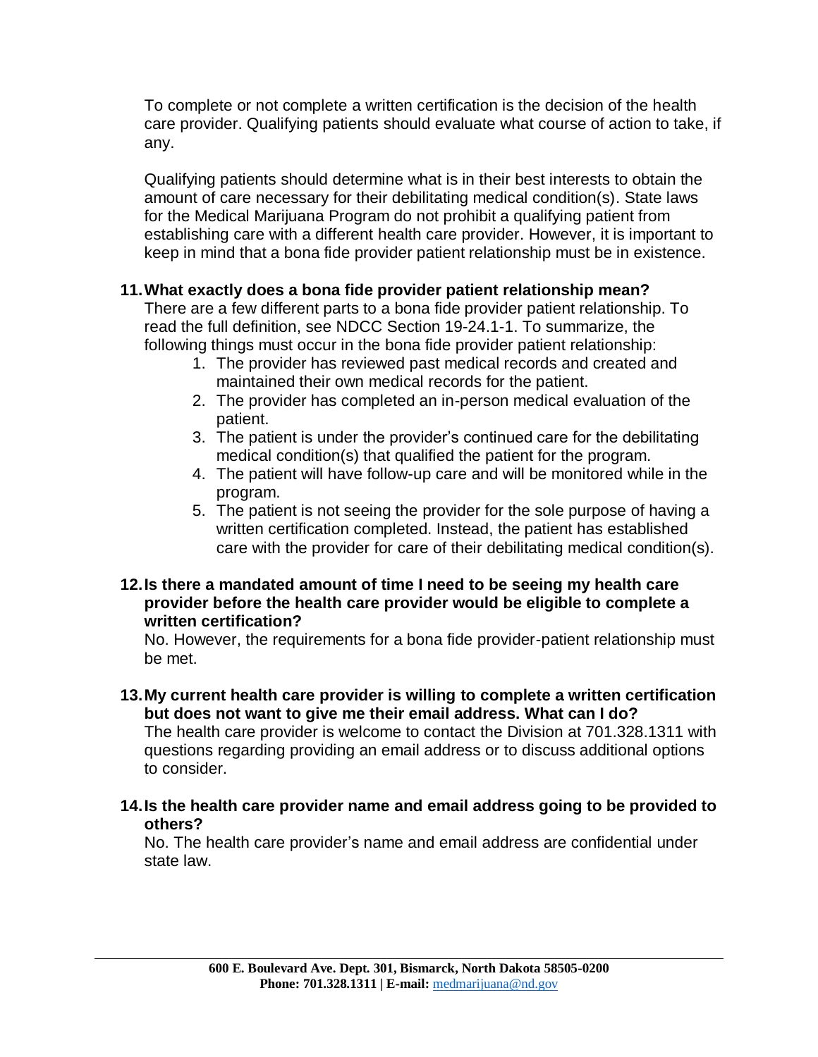To complete or not complete a written certification is the decision of the health care provider. Qualifying patients should evaluate what course of action to take, if any.

Qualifying patients should determine what is in their best interests to obtain the amount of care necessary for their debilitating medical condition(s). State laws for the Medical Marijuana Program do not prohibit a qualifying patient from establishing care with a different health care provider. However, it is important to keep in mind that a bona fide provider patient relationship must be in existence.

**11. What exactly does a bona fide provider patient relationship mean?**

There are a few different parts to a bona fide provider patient relationship. To read the full definition, see NDCC Section 19-24.1-1. To summarize, the following things must occur in the bona fide provider patient relationship:

1. The provider has reviewed past medical records and created and maintained their own medical records for the patient.
2. The provider has completed an in-person medical evaluation of the patient.
3. The patient is under the provider's continued care for the debilitating medical condition(s) that qualified the patient for the program.
4. The patient will have follow-up care and will be monitored while in the program.
5. The patient is not seeing the provider for the sole purpose of having a written certification completed. Instead, the patient has established care with the provider for care of their debilitating medical condition(s).

**12. Is there a mandated amount of time I need to be seeing my health care provider before the health care provider would be eligible to complete a written certification?**

No. However, the requirements for a bona fide provider-patient relationship must be met.

**13. My current health care provider is willing to complete a written certification but does not want to give me their email address. What can I do?**

The health care provider is welcome to contact the Division at 701.328.1311 with questions regarding providing an email address or to discuss additional options to consider.

**14. Is the health care provider name and email address going to be provided to others?**

No. The health care provider's name and email address are confidential under state law.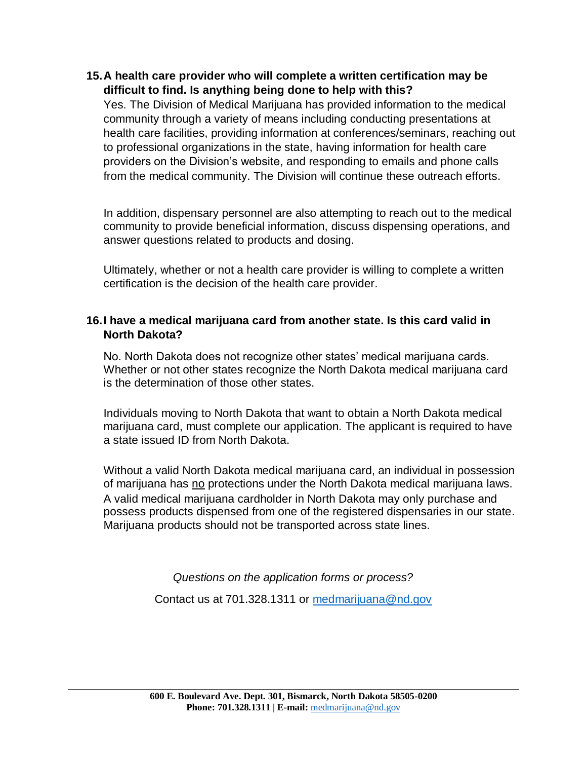**15. A health care provider who will complete a written certification may be difficult to find. Is anything being done to help with this?**

Yes. The Division of Medical Marijuana has provided information to the medical community through a variety of means including conducting presentations at health care facilities, providing information at conferences/seminars, reaching out to professional organizations in the state, having information for health care providers on the Division's website, and responding to emails and phone calls from the medical community. The Division will continue these outreach efforts.

In addition, dispensary personnel are also attempting to reach out to the medical community to provide beneficial information, discuss dispensing operations, and answer questions related to products and dosing.

Ultimately, whether or not a health care provider is willing to complete a written certification is the decision of the health care provider.

**16. I have a medical marijuana card from another state. Is this card valid in North Dakota?**

No. North Dakota does not recognize other states' medical marijuana cards. Whether or not other states recognize the North Dakota medical marijuana card is the determination of those other states.

Individuals moving to North Dakota that want to obtain a North Dakota medical marijuana card, must complete our application. The applicant is required to have a state issued ID from North Dakota.

Without a valid North Dakota medical marijuana card, an individual in possession of marijuana has <u>no</u> protections under the North Dakota medical marijuana laws. A valid medical marijuana cardholder in North Dakota may only purchase and possess products dispensed from one of the registered dispensaries in our state. Marijuana products should not be transported across state lines.

*Questions on the application forms or process?*

Contact us at 701.328.1311 or medmarijuana@nd.gov

**600 E. Boulevard Ave. Dept. 301, Bismarck, North Dakota 58505-0200**
**Phone: 701.328.1311 | E-mail:** medmarijuana@nd.gov